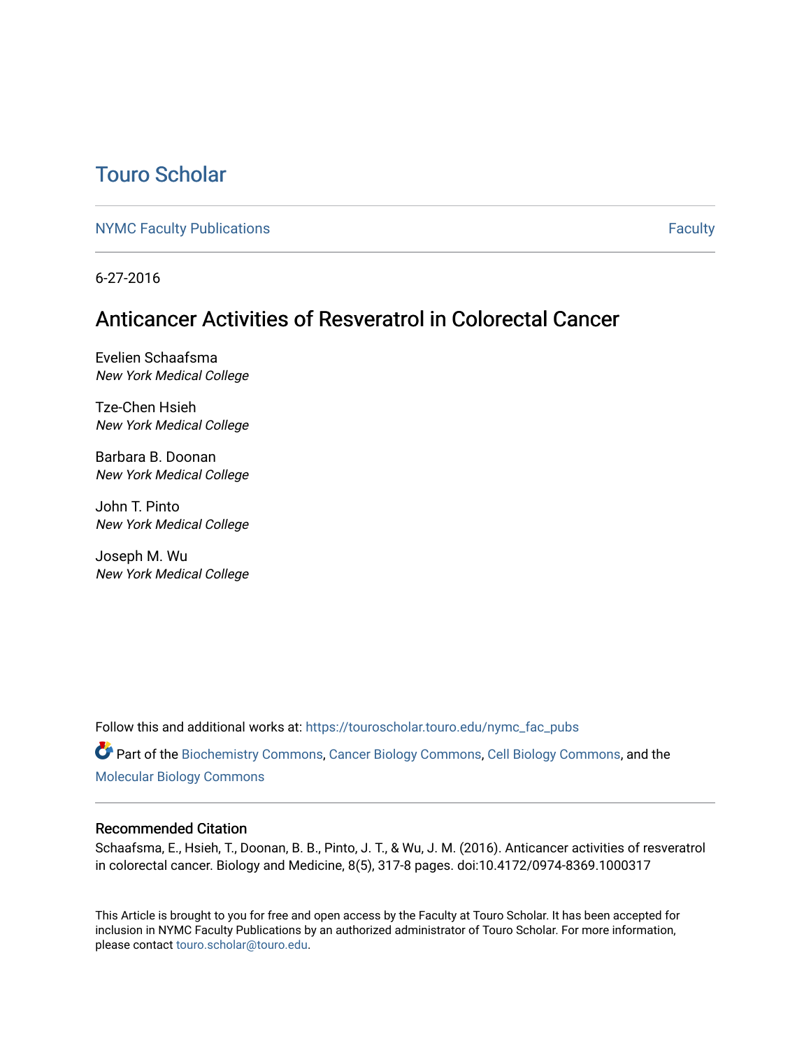# Touro Scholar

NYMC Faculty Publications | Faculty

6-27-2016

## Anticancer Activities of Resveratrol in Colorectal Cancer

Evelien Schaafsma
*New York Medical College*

Tze-Chen Hsieh
*New York Medical College*

Barbara B. Doonan
*New York Medical College*

John T. Pinto
*New York Medical College*

Joseph M. Wu
*New York Medical College*

Follow this and additional works at: https://touroscholar.touro.edu/nymc_fac_pubs

Part of the Biochemistry Commons, Cancer Biology Commons, Cell Biology Commons, and the Molecular Biology Commons

### Recommended Citation

Schaafsma, E., Hsieh, T., Doonan, B. B., Pinto, J. T., & Wu, J. M. (2016). Anticancer activities of resveratrol in colorectal cancer. Biology and Medicine, 8(5), 317-8 pages. doi:10.4172/0974-8369.1000317

This Article is brought to you for free and open access by the Faculty at Touro Scholar. It has been accepted for inclusion in NYMC Faculty Publications by an authorized administrator of Touro Scholar. For more information, please contact touro.scholar@touro.edu.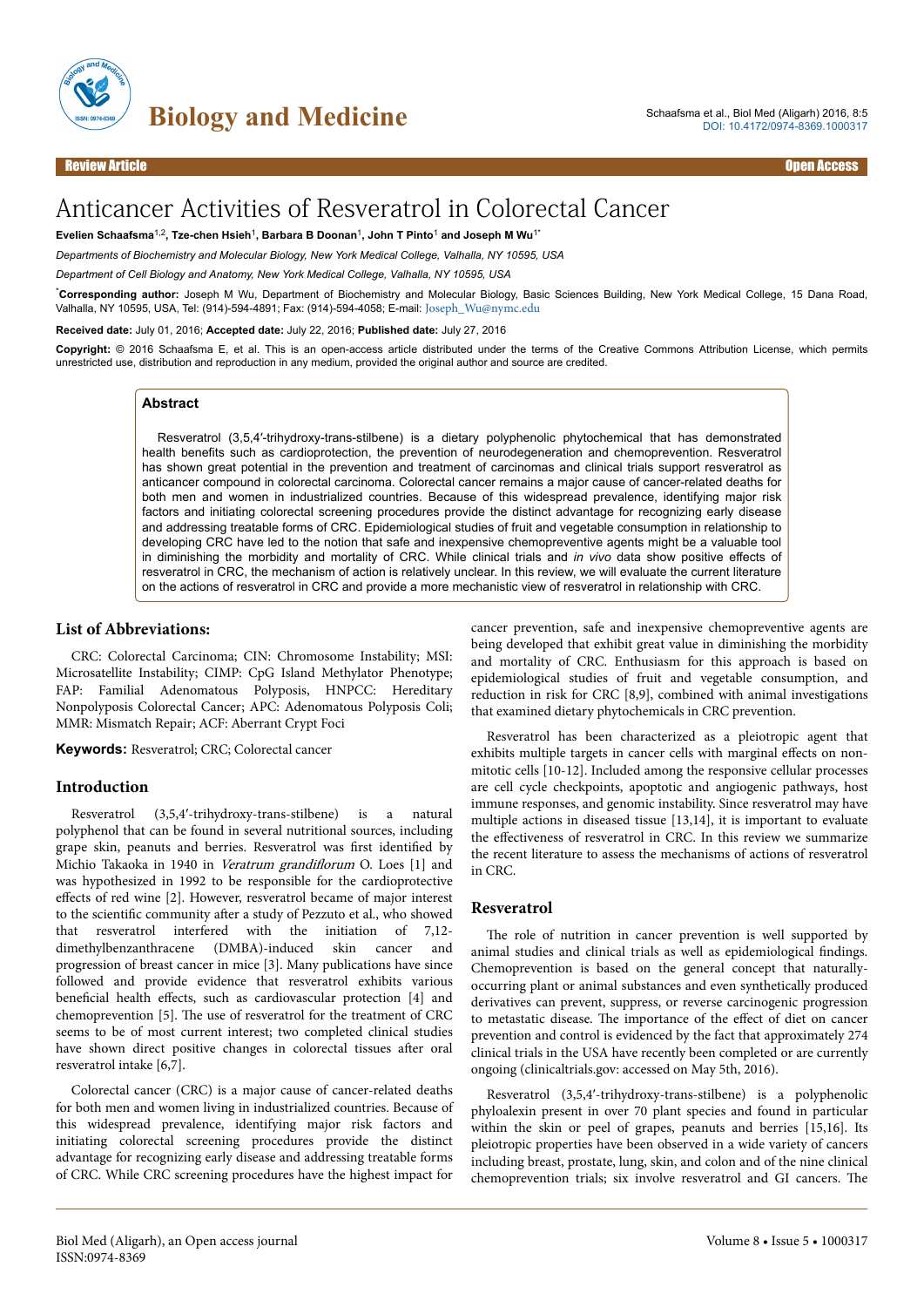# Anticancer Activities of Resveratrol in Colorectal Cancer

**Evelien Schaafsma[1,2], Tze-chen Hsieh[1], Barbara B Doonan[1], John T Pinto[1] and Joseph M Wu[1*]**

*Departments of Biochemistry and Molecular Biology, New York Medical College, Valhalla, NY 10595, USA*

*Department of Cell Biology and Anatomy, New York Medical College, Valhalla, NY 10595, USA*

[*]**Corresponding author:** Joseph M Wu, Department of Biochemistry and Molecular Biology, Basic Sciences Building, New York Medical College, 15 Dana Road, Valhalla, NY 10595, USA, Tel: (914)-594-4891; Fax: (914)-594-4058; E-mail: Joseph_Wu@nymc.edu

**Received date:** July 01, 2016; **Accepted date:** July 22, 2016; **Published date:** July 27, 2016

**Copyright:** © 2016 Schaafsma E, et al. This is an open-access article distributed under the terms of the Creative Commons Attribution License, which permits unrestricted use, distribution and reproduction in any medium, provided the original author and source are credited.

## Abstract

Resveratrol (3,5,4′-trihydroxy-trans-stilbene) is a dietary polyphenolic phytochemical that has demonstrated health benefits such as cardioprotection, the prevention of neurodegeneration and chemoprevention. Resveratrol has shown great potential in the prevention and treatment of carcinomas and clinical trials support resveratrol as anticancer compound in colorectal carcinoma. Colorectal cancer remains a major cause of cancer-related deaths for both men and women in industrialized countries. Because of this widespread prevalence, identifying major risk factors and initiating colorectal screening procedures provide the distinct advantage for recognizing early disease and addressing treatable forms of CRC. Epidemiological studies of fruit and vegetable consumption in relationship to developing CRC have led to the notion that safe and inexpensive chemopreventive agents might be a valuable tool in diminishing the morbidity and mortality of CRC. While clinical trials and *in vivo* data show positive effects of resveratrol in CRC, the mechanism of action is relatively unclear. In this review, we will evaluate the current literature on the actions of resveratrol in CRC and provide a more mechanistic view of resveratrol in relationship with CRC.

## List of Abbreviations:

CRC: Colorectal Carcinoma; CIN: Chromosome Instability; MSI: Microsatellite Instability; CIMP: CpG Island Methylator Phenotype; FAP: Familial Adenomatous Polyposis, HNPCC: Hereditary Nonpolyposis Colorectal Cancer; APC: Adenomatous Polyposis Coli; MMR: Mismatch Repair; ACF: Aberrant Crypt Foci

**Keywords:** Resveratrol; CRC; Colorectal cancer

## Introduction

Resveratrol (3,5,4′-trihydroxy-trans-stilbene) is a natural polyphenol that can be found in several nutritional sources, including grape skin, peanuts and berries. Resveratrol was first identified by Michio Takaoka in 1940 in *Veratrum grandiflorum* O. Loes [1] and was hypothesized in 1992 to be responsible for the cardioprotective effects of red wine [2]. However, resveratrol became of major interest to the scientific community after a study of Pezzuto et al., who showed that resveratrol interfered with the initiation of 7,12-dimethylbenzanthracene (DMBA)-induced skin cancer and progression of breast cancer in mice [3]. Many publications have since followed and provide evidence that resveratrol exhibits various beneficial health effects, such as cardiovascular protection [4] and chemoprevention [5]. The use of resveratrol for the treatment of CRC seems to be of most current interest; two completed clinical studies have shown direct positive changes in colorectal tissues after oral resveratrol intake [6,7].

Colorectal cancer (CRC) is a major cause of cancer-related deaths for both men and women living in industrialized countries. Because of this widespread prevalence, identifying major risk factors and initiating colorectal screening procedures provide the distinct advantage for recognizing early disease and addressing treatable forms of CRC. While CRC screening procedures have the highest impact for cancer prevention, safe and inexpensive chemopreventive agents are being developed that exhibit great value in diminishing the morbidity and mortality of CRC. Enthusiasm for this approach is based on epidemiological studies of fruit and vegetable consumption, and reduction in risk for CRC [8,9], combined with animal investigations that examined dietary phytochemicals in CRC prevention.

Resveratrol has been characterized as a pleiotropic agent that exhibits multiple targets in cancer cells with marginal effects on non-mitotic cells [10-12]. Included among the responsive cellular processes are cell cycle checkpoints, apoptotic and angiogenic pathways, host immune responses, and genomic instability. Since resveratrol may have multiple actions in diseased tissue [13,14], it is important to evaluate the effectiveness of resveratrol in CRC. In this review we summarize the recent literature to assess the mechanisms of actions of resveratrol in CRC.

## Resveratrol

The role of nutrition in cancer prevention is well supported by animal studies and clinical trials as well as epidemiological findings. Chemoprevention is based on the general concept that naturally-occurring plant or animal substances and even synthetically produced derivatives can prevent, suppress, or reverse carcinogenic progression to metastatic disease. The importance of the effect of diet on cancer prevention and control is evidenced by the fact that approximately 274 clinical trials in the USA have recently been completed or are currently ongoing (clinicaltrials.gov: accessed on May 5th, 2016).

Resveratrol (3,5,4′-trihydroxy-trans-stilbene) is a polyphenolic phyloalexin present in over 70 plant species and found in particular within the skin or peel of grapes, peanuts and berries [15,16]. Its pleiotropic properties have been observed in a wide variety of cancers including breast, prostate, lung, skin, and colon and of the nine clinical chemoprevention trials; six involve resveratrol and GI cancers. The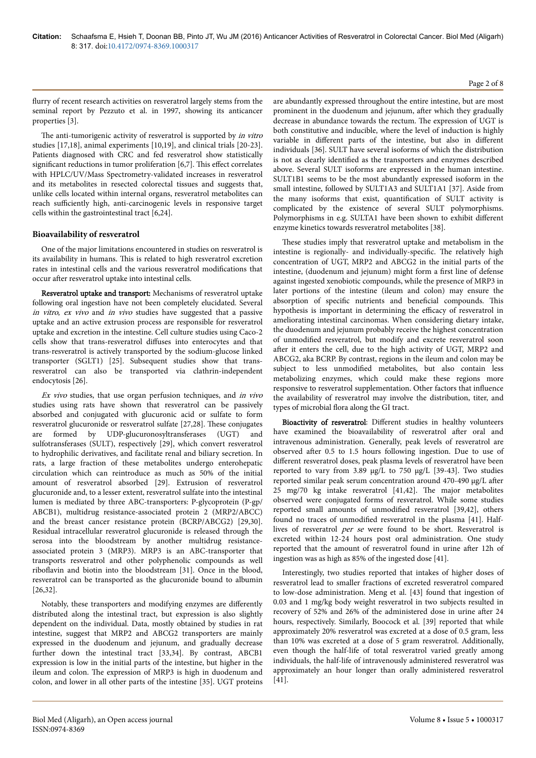flurry of recent research activities on resveratrol largely stems from the seminal report by Pezzuto et al. in 1997, showing its anticancer properties [3].

The anti-tumorigenic activity of resveratrol is supported by *in vitro* studies [17,18], animal experiments [10,19], and clinical trials [20-23]. Patients diagnosed with CRC and fed resveratrol show statistically significant reductions in tumor proliferation [6,7]. This effect correlates with HPLC/UV/Mass Spectrometry-validated increases in resveratrol and its metabolites in resected colorectal tissues and suggests that, unlike cells located within internal organs, resveratrol metabolites can reach sufficiently high, anti-carcinogenic levels in responsive target cells within the gastrointestinal tract [6,24].

## Bioavailability of resveratrol

One of the major limitations encountered in studies on resveratrol is its availability in humans. This is related to high resveratrol excretion rates in intestinal cells and the various resveratrol modifications that occur after resveratrol uptake into intestinal cells.

**Resveratrol uptake and transport:** Mechanisms of resveratrol uptake following oral ingestion have not been completely elucidated. Several *in vitro*, *ex vivo* and *in vivo* studies have suggested that a passive uptake and an active extrusion process are responsible for resveratrol uptake and excretion in the intestine. Cell culture studies using Caco-2 cells show that trans-resveratrol diffuses into enterocytes and that trans-resveratrol is actively transported by the sodium-glucose linked transporter (SGLT1) [25]. Subsequent studies show that trans-resveratrol can also be transported via clathrin-independent endocytosis [26].

*Ex vivo* studies, that use organ perfusion techniques, and *in vivo* studies using rats have shown that resveratrol can be passively absorbed and conjugated with glucuronic acid or sulfate to form resveratrol glucuronide or resveratrol sulfate [27,28]. These conjugates are formed by UDP-glucuronosyltransferases (UGT) and sulfotransferases (SULT), respectively [29], which convert resveratrol to hydrophilic derivatives, and facilitate renal and biliary secretion. In rats, a large fraction of these metabolites undergo enterohepatic circulation which can reintroduce as much as 50% of the initial amount of resveratrol absorbed [29]. Extrusion of resveratrol glucuronide and, to a lesser extent, resveratrol sulfate into the intestinal lumen is mediated by three ABC-transporters: P-glycoprotein (P-gp/ABCB1), multidrug resistance-associated protein 2 (MRP2/ABCC) and the breast cancer resistance protein (BCRP/ABCG2) [29,30]. Residual intracellular resveratrol glucuronide is released through the serosa into the bloodstream by another multidrug resistance-associated protein 3 (MRP3). MRP3 is an ABC-transporter that transports resveratrol and other polyphenolic compounds as well riboflavin and biotin into the bloodstream [31]. Once in the blood, resveratrol can be transported as the glucuronide bound to albumin [26,32].

Notably, these transporters and modifying enzymes are differently distributed along the intestinal tract, but expression is also slightly dependent on the individual. Data, mostly obtained by studies in rat intestine, suggest that MRP2 and ABCG2 transporters are mainly expressed in the duodenum and jejunum, and gradually decrease further down the intestinal tract [33,34]. By contrast, ABCB1 expression is low in the initial parts of the intestine, but higher in the ileum and colon. The expression of MRP3 is high in duodenum and colon, and lower in all other parts of the intestine [35]. UGT proteins are abundantly expressed throughout the entire intestine, but are most prominent in the duodenum and jejunum, after which they gradually decrease in abundance towards the rectum. The expression of UGT is both constitutive and inducible, where the level of induction is highly variable in different parts of the intestine, but also in different individuals [36]. SULT have several isoforms of which the distribution is not as clearly identified as the transporters and enzymes described above. Several SULT isoforms are expressed in the human intestine. SULT1B1 seems to be the most abundantly expressed isoform in the small intestine, followed by SULT1A3 and SULT1A1 [37]. Aside from the many isoforms that exist, quantification of SULT activity is complicated by the existence of several SULT polymorphisms. Polymorphisms in e.g. SULTA1 have been shown to exhibit different enzyme kinetics towards resveratrol metabolites [38].

These studies imply that resveratrol uptake and metabolism in the intestine is regionally- and individually-specific. The relatively high concentration of UGT, MRP2 and ABCG2 in the initial parts of the intestine, (duodenum and jejunum) might form a first line of defense against ingested xenobiotic compounds, while the presence of MRP3 in later portions of the intestine (ileum and colon) may ensure the absorption of specific nutrients and beneficial compounds. This hypothesis is important in determining the efficacy of resveratrol in ameliorating intestinal carcinomas. When considering dietary intake, the duodenum and jejunum probably receive the highest concentration of unmodified resveratrol, but modify and excrete resveratrol soon after it enters the cell, due to the high activity of UGT, MRP2 and ABCG2, aka BCRP. By contrast, regions in the ileum and colon may be subject to less unmodified metabolites, but also contain less metabolizing enzymes, which could make these regions more responsive to resveratrol supplementation. Other factors that influence the availability of resveratrol may involve the distribution, titer, and types of microbial flora along the GI tract.

**Bioactivity of resveratrol**: Different studies in healthy volunteers have examined the bioavailability of resveratrol after oral and intravenous administration. Generally, peak levels of resveratrol are observed after 0.5 to 1.5 hours following ingestion. Due to use of different resveratrol doses, peak plasma levels of resveratrol have been reported to vary from 3.89 μg/L to 750 μg/L [39-43]. Two studies reported similar peak serum concentration around 470-490 μg/L after 25 mg/70 kg intake resveratrol [41,42]. The major metabolites observed were conjugated forms of resveratrol. While some studies reported small amounts of unmodified resveratrol [39,42], others found no traces of unmodified resveratrol in the plasma [41]. Half-lives of resveratrol *per se* were found to be short. Resveratrol is excreted within 12-24 hours post oral administration. One study reported that the amount of resveratrol found in urine after 12h of ingestion was as high as 85% of the ingested dose [41].

Interestingly, two studies reported that intakes of higher doses of resveratrol lead to smaller fractions of excreted resveratrol compared to low-dose administration. Meng et al. [43] found that ingestion of 0.03 and 1 mg/kg body weight resveratrol in two subjects resulted in recovery of 52% and 26% of the administered dose in urine after 24 hours, respectively. Similarly, Boocock et al. [39] reported that while approximately 20% resveratrol was excreted at a dose of 0.5 gram, less than 10% was excreted at a dose of 5 gram resveratrol. Additionally, even though the half-life of total resveratrol varied greatly among individuals, the half-life of intravenously administered resveratrol was approximately an hour longer than orally administered resveratrol [41].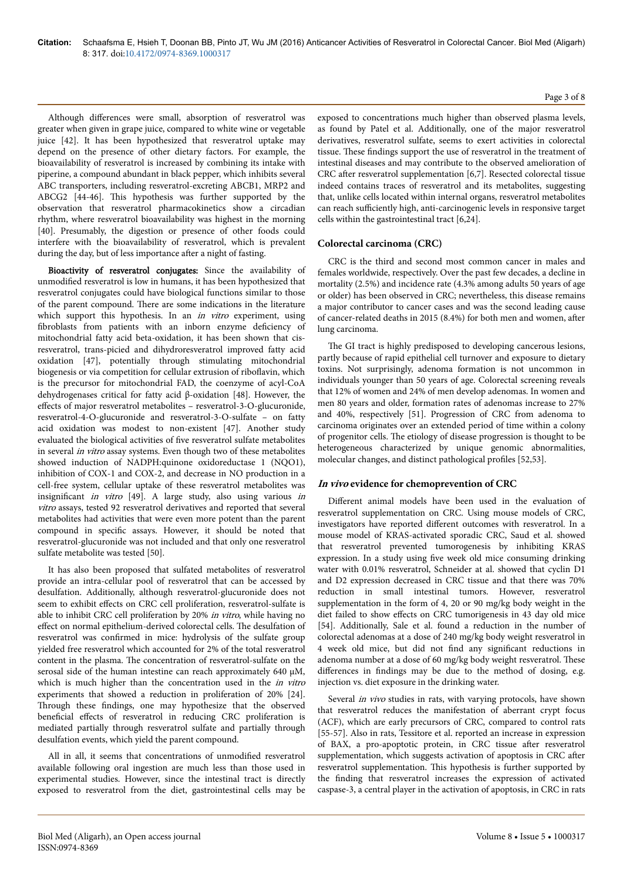Although differences were small, absorption of resveratrol was greater when given in grape juice, compared to white wine or vegetable juice [42]. It has been hypothesized that resveratrol uptake may depend on the presence of other dietary factors. For example, the bioavailability of resveratrol is increased by combining its intake with piperine, a compound abundant in black pepper, which inhibits several ABC transporters, including resveratrol-excreting ABCB1, MRP2 and ABCG2 [44-46]. This hypothesis was further supported by the observation that resveratrol pharmacokinetics show a circadian rhythm, where resveratrol bioavailability was highest in the morning [40]. Presumably, the digestion or presence of other foods could interfere with the bioavailability of resveratrol, which is prevalent during the day, but of less importance after a night of fasting.

**Bioactivity of resveratrol conjugates:** Since the availability of unmodified resveratrol is low in humans, it has been hypothesized that resveratrol conjugates could have biological functions similar to those of the parent compound. There are some indications in the literature which support this hypothesis. In an *in vitro* experiment, using fibroblasts from patients with an inborn enzyme deficiency of mitochondrial fatty acid beta-oxidation, it has been shown that cis-resveratrol, trans-picied and dihydroresveratrol improved fatty acid oxidation [47], potentially through stimulating mitochondrial biogenesis or via competition for cellular extrusion of riboflavin, which is the precursor for mitochondrial FAD, the coenzyme of acyl-CoA dehydrogenases critical for fatty acid β-oxidation [48]. However, the effects of major resveratrol metabolites – resveratrol-3-O-glucuronide, resveratrol-4-O-glucuronide and resveratrol-3-O-sulfate – on fatty acid oxidation was modest to non-existent [47]. Another study evaluated the biological activities of five resveratrol sulfate metabolites in several *in vitro* assay systems. Even though two of these metabolites showed induction of NADPH:quinone oxidoreductase 1 (NQO1), inhibition of COX-1 and COX-2, and decrease in NO production in a cell-free system, cellular uptake of these resveratrol metabolites was insignificant *in vitro* [49]. A large study, also using various *in vitro* assays, tested 92 resveratrol derivatives and reported that several metabolites had activities that were even more potent than the parent compound in specific assays. However, it should be noted that resveratrol-glucuronide was not included and that only one resveratrol sulfate metabolite was tested [50].

It has also been proposed that sulfated metabolites of resveratrol provide an intra-cellular pool of resveratrol that can be accessed by desulfation. Additionally, although resveratrol-glucuronide does not seem to exhibit effects on CRC cell proliferation, resveratrol-sulfate is able to inhibit CRC cell proliferation by 20% *in vitro*, while having no effect on normal epithelium-derived colorectal cells. The desulfation of resveratrol was confirmed in mice: hydrolysis of the sulfate group yielded free resveratrol which accounted for 2% of the total resveratrol content in the plasma. The concentration of resveratrol-sulfate on the serosal side of the human intestine can reach approximately 640 μM, which is much higher than the concentration used in the *in vitro* experiments that showed a reduction in proliferation of 20% [24]. Through these findings, one may hypothesize that the observed beneficial effects of resveratrol in reducing CRC proliferation is mediated partially through resveratrol sulfate and partially through desulfation events, which yield the parent compound.

All in all, it seems that concentrations of unmodified resveratrol available following oral ingestion are much less than those used in experimental studies. However, since the intestinal tract is directly exposed to resveratrol from the diet, gastrointestinal cells may be exposed to concentrations much higher than observed plasma levels, as found by Patel et al. Additionally, one of the major resveratrol derivatives, resveratrol sulfate, seems to exert activities in colorectal tissue. These findings support the use of resveratrol in the treatment of intestinal diseases and may contribute to the observed amelioration of CRC after resveratrol supplementation [6,7]. Resected colorectal tissue indeed contains traces of resveratrol and its metabolites, suggesting that, unlike cells located within internal organs, resveratrol metabolites can reach sufficiently high, anti-carcinogenic levels in responsive target cells within the gastrointestinal tract [6,24].

## Colorectal carcinoma (CRC)

CRC is the third and second most common cancer in males and females worldwide, respectively. Over the past few decades, a decline in mortality (2.5%) and incidence rate (4.3% among adults 50 years of age or older) has been observed in CRC; nevertheless, this disease remains a major contributor to cancer cases and was the second leading cause of cancer-related deaths in 2015 (8.4%) for both men and women, after lung carcinoma.

The GI tract is highly predisposed to developing cancerous lesions, partly because of rapid epithelial cell turnover and exposure to dietary toxins. Not surprisingly, adenoma formation is not uncommon in individuals younger than 50 years of age. Colorectal screening reveals that 12% of women and 24% of men develop adenomas. In women and men 80 years and older, formation rates of adenomas increase to 27% and 40%, respectively [51]. Progression of CRC from adenoma to carcinoma originates over an extended period of time within a colony of progenitor cells. The etiology of disease progression is thought to be heterogeneous characterized by unique genomic abnormalities, molecular changes, and distinct pathological profiles [52,53].

## *In vivo* evidence for chemoprevention of CRC

Different animal models have been used in the evaluation of resveratrol supplementation on CRC. Using mouse models of CRC, investigators have reported different outcomes with resveratrol. In a mouse model of KRAS-activated sporadic CRC, Saud et al. showed that resveratrol prevented tumorogenesis by inhibiting KRAS expression. In a study using five week old mice consuming drinking water with 0.01% resveratrol, Schneider at al. showed that cyclin D1 and D2 expression decreased in CRC tissue and that there was 70% reduction in small intestinal tumors. However, resveratrol supplementation in the form of 4, 20 or 90 mg/kg body weight in the diet failed to show effects on CRC tumorigenesis in 43 day old mice [54]. Additionally, Sale et al. found a reduction in the number of colorectal adenomas at a dose of 240 mg/kg body weight resveratrol in 4 week old mice, but did not find any significant reductions in adenoma number at a dose of 60 mg/kg body weight resveratrol. These differences in findings may be due to the method of dosing, e.g. injection vs. diet exposure in the drinking water.

Several *in vivo* studies in rats, with varying protocols, have shown that resveratrol reduces the manifestation of aberrant crypt focus (ACF), which are early precursors of CRC, compared to control rats [55-57]. Also in rats, Tessitore et al. reported an increase in expression of BAX, a pro-apoptotic protein, in CRC tissue after resveratrol supplementation, which suggests activation of apoptosis in CRC after resveratrol supplementation. This hypothesis is further supported by the finding that resveratrol increases the expression of activated caspase-3, a central player in the activation of apoptosis, in CRC in rats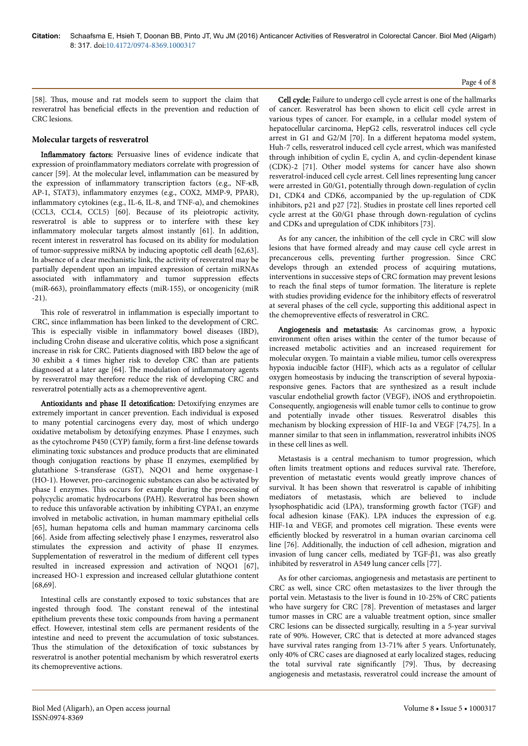[58]. Thus, mouse and rat models seem to support the claim that resveratrol has beneficial effects in the prevention and reduction of CRC lesions.

## Molecular targets of resveratrol

**Inflammatory factors:** Persuasive lines of evidence indicate that expression of proinflammatory mediators correlate with progression of cancer [59]. At the molecular level, inflammation can be measured by the expression of inflammatory transcription factors (e.g., NF-κB, AP-1, STAT3), inflammatory enzymes (e.g., COX2, MMP-9, PPAR), inflammatory cytokines (e.g., IL-6, IL-8, and TNF-α), and chemokines (CCL3, CCL4, CCL5) [60]. Because of its pleiotropic activity, resveratrol is able to suppress or to interfere with these key inflammatory molecular targets almost instantly [61]. In addition, recent interest in resveratrol has focused on its ability for modulation of tumor-suppressive miRNA by inducing apoptotic cell death [62,63]. In absence of a clear mechanistic link, the activity of resveratrol may be partially dependent upon an impaired expression of certain miRNAs associated with inflammatory and tumor suppression effects (miR-663), proinflammatory effects (miR-155), or oncogenicity (miR -21).

This role of resveratrol in inflammation is especially important to CRC, since inflammation has been linked to the development of CRC. This is especially visible in inflammatory bowel diseases (IBD), including Crohn disease and ulcerative colitis, which pose a significant increase in risk for CRC. Patients diagnosed with IBD below the age of 30 exhibit a 4 times higher risk to develop CRC than are patients diagnosed at a later age [64]. The modulation of inflammatory agents by resveratrol may therefore reduce the risk of developing CRC and resveratrol potentially acts as a chemopreventive agent.

**Antioxidants and phase II detoxification:** Detoxifying enzymes are extremely important in cancer prevention. Each individual is exposed to many potential carcinogens every day, most of which undergo oxidative metabolism by detoxifying enzymes. Phase I enzymes, such as the cytochrome P450 (CYP) family, form a first-line defense towards eliminating toxic substances and produce products that are eliminated though conjugation reactions by phase II enzymes, exemplified by glutathione S-transferase (GST), NQO1 and heme oxygenase-1 (HO-1). However, pro-carcinogenic substances can also be activated by phase I enzymes. This occurs for example during the processing of polycyclic aromatic hydrocarbons (PAH). Resveratrol has been shown to reduce this unfavorable activation by inhibiting CYPA1, an enzyme involved in metabolic activation, in human mammary epithelial cells [65], human hepatoma cells and human mammary carcinoma cells [66]. Aside from affecting selectively phase I enzymes, resveratrol also stimulates the expression and activity of phase II enzymes. Supplementation of resveratrol in the medium of different cell types resulted in increased expression and activation of NQO1 [67], increased HO-1 expression and increased cellular glutathione content [68,69].

Intestinal cells are constantly exposed to toxic substances that are ingested through food. The constant renewal of the intestinal epithelium prevents these toxic compounds from having a permanent effect. However, intestinal stem cells are permanent residents of the intestine and need to prevent the accumulation of toxic substances. Thus the stimulation of the detoxification of toxic substances by resveratrol is another potential mechanism by which resveratrol exerts its chemopreventive actions.

**Cell cycle:** Failure to undergo cell cycle arrest is one of the hallmarks of cancer. Resveratrol has been shown to elicit cell cycle arrest in various types of cancer. For example, in a cellular model system of hepatocellular carcinoma, HepG2 cells, resveratrol induces cell cycle arrest in G1 and G2/M [70]. In a different hepatoma model system, Huh-7 cells, resveratrol induced cell cycle arrest, which was manifested through inhibition of cyclin E, cyclin A, and cyclin-dependent kinase (CDK)-2 [71]. Other model systems for cancer have also shown resveratrol-induced cell cycle arrest. Cell lines representing lung cancer were arrested in G0/G1, potentially through down-regulation of cyclin D1, CDK4 and CDK6, accompanied by the up-regulation of CDK inhibitors, p21 and p27 [72]. Studies in prostate cell lines reported cell cycle arrest at the G0/G1 phase through down-regulation of cyclins and CDKs and upregulation of CDK inhibitors [73].

As for any cancer, the inhibition of the cell cycle in CRC will slow lesions that have formed already and may cause cell cycle arrest in precancerous cells, preventing further progression. Since CRC develops through an extended process of acquiring mutations, interventions in successive steps of CRC formation may prevent lesions to reach the final steps of tumor formation. The literature is replete with studies providing evidence for the inhibitory effects of resveratrol at several phases of the cell cycle, supporting this additional aspect in the chemopreventive effects of resveratrol in CRC.

**Angiogenesis and metastasis:** As carcinomas grow, a hypoxic environment often arises within the center of the tumor because of increased metabolic activities and an increased requirement for molecular oxygen. To maintain a viable milieu, tumor cells overexpress hypoxia inducible factor (HIF), which acts as a regulator of cellular oxygen homeostasis by inducing the transcription of several hypoxia-responsive genes. Factors that are synthesized as a result include vascular endothelial growth factor (VEGF), iNOS and erythropoietin. Consequently, angiogenesis will enable tumor cells to continue to grow and potentially invade other tissues. Resveratrol disables this mechanism by blocking expression of HIF-1α and VEGF [74,75]. In a manner similar to that seen in inflammation, resveratrol inhibits iNOS in these cell lines as well.

Metastasis is a central mechanism to tumor progression, which often limits treatment options and reduces survival rate. Therefore, prevention of metastatic events would greatly improve chances of survival. It has been shown that resveratrol is capable of inhibiting mediators of metastasis, which are believed to include lysophosphatidic acid (LPA), transforming growth factor (TGF) and focal adhesion kinase (FAK). LPA induces the expression of e.g. HIF-1α and VEGF, and promotes cell migration. These events were efficiently blocked by resveratrol in a human ovarian carcinoma cell line [76]. Additionally, the induction of cell adhesion, migration and invasion of lung cancer cells, mediated by TGF-β1, was also greatly inhibited by resveratrol in A549 lung cancer cells [77].

As for other carciomas, angiogenesis and metastasis are pertinent to CRC as well, since CRC often metastasizes to the liver through the portal vein. Metastasis to the liver is found in 10-25% of CRC patients who have surgery for CRC [78]. Prevention of metastases and larger tumor masses in CRC are a valuable treatment option, since smaller CRC lesions can be dissected surgically, resulting in a 5-year survival rate of 90%. However, CRC that is detected at more advanced stages have survival rates ranging from 13-71% after 5 years. Unfortunately, only 40% of CRC cases are diagnosed at early localized stages, reducing the total survival rate significantly [79]. Thus, by decreasing angiogenesis and metastasis, resveratrol could increase the amount of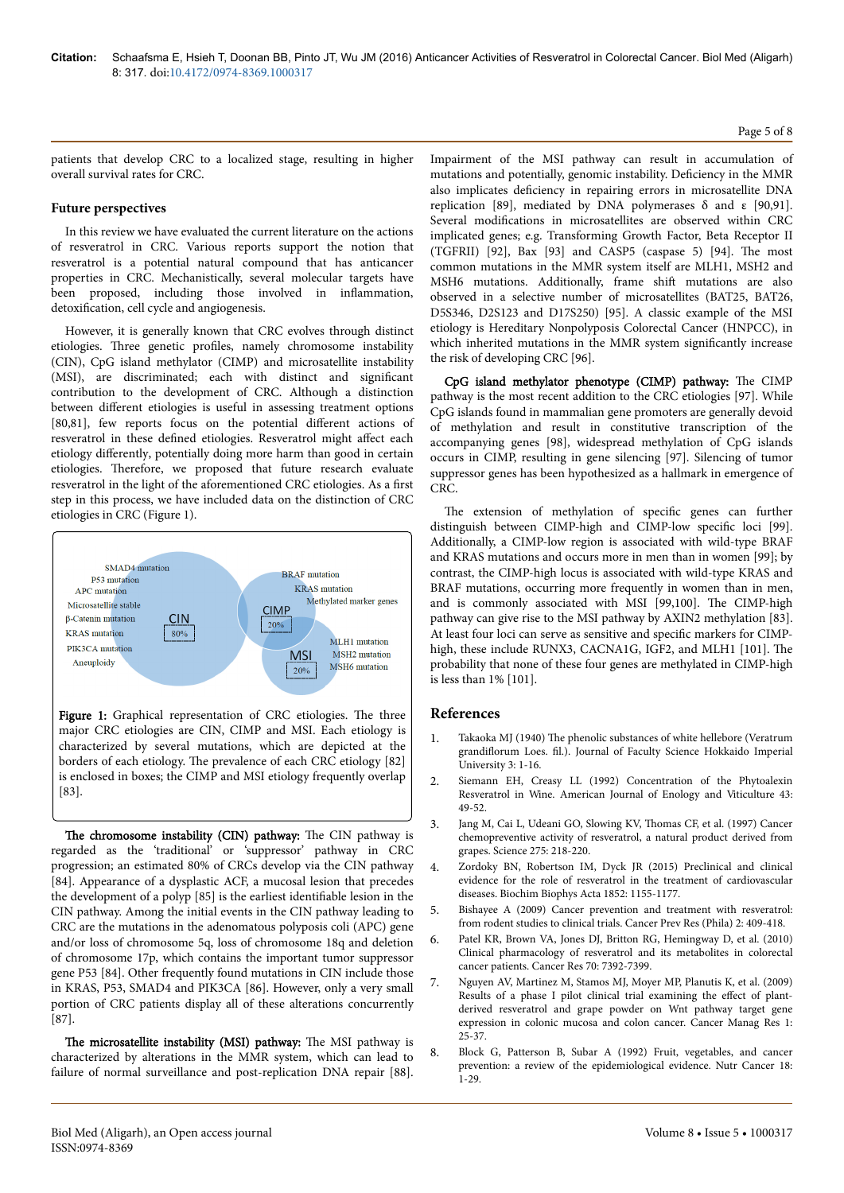patients that develop CRC to a localized stage, resulting in higher overall survival rates for CRC.

## Future perspectives

In this review we have evaluated the current literature on the actions of resveratrol in CRC. Various reports support the notion that resveratrol is a potential natural compound that has anticancer properties in CRC. Mechanistically, several molecular targets have been proposed, including those involved in inflammation, detoxification, cell cycle and angiogenesis.

However, it is generally known that CRC evolves through distinct etiologies. Three genetic profiles, namely chromosome instability (CIN), CpG island methylator (CIMP) and microsatellite instability (MSI), are discriminated; each with distinct and significant contribution to the development of CRC. Although a distinction between different etiologies is useful in assessing treatment options [80,81], few reports focus on the potential different actions of resveratrol in these defined etiologies. Resveratrol might affect each etiology differently, potentially doing more harm than good in certain etiologies. Therefore, we proposed that future research evaluate resveratrol in the light of the aforementioned CRC etiologies. As a first step in this process, we have included data on the distinction of CRC etiologies in CRC (Figure 1).

SMAD4 mutation
P53 mutation
APC mutation
Microsatellite stable
β-Catenin mutation
KRAS mutation
PIK3CA mutation
Aneuploidy
CIN 80%
BRAF mutation
KRAS mutation
Methylated marker genes
CIMP 20%
MLH1 mutation
MSH2 mutation
MSH6 mutation
MSI 20%

**Figure 1:** Graphical representation of CRC etiologies. The three major CRC etiologies are CIN, CIMP and MSI. Each etiology is characterized by several mutations, which are depicted at the borders of each etiology. The prevalence of each CRC etiology is enclosed in boxes; the CIMP and MSI etiology frequently overlap [83].

**The chromosome instability (CIN) pathway:** The CIN pathway is regarded as the 'traditional' or 'suppressor' pathway in CRC progression; an estimated 80% of CRCs develop via the CIN pathway [84]. Appearance of a dysplastic ACF, a mucosal lesion that precedes the development of a polyp [85] is the earliest identifiable lesion in the CIN pathway. Among the initial events in the CIN pathway leading to CRC are the mutations in the adenomatous polyposis coli (APC) gene and/or loss of chromosome 5q, loss of chromosome 18q and deletion of chromosome 17p, which contains the important tumor suppressor gene P53 [84]. Other frequently found mutations in CIN include those in KRAS, P53, SMAD4 and PIK3CA [86]. However, only a very small portion of CRC patients display all of these alterations concurrently [87].

**The microsatellite instability (MSI) pathway:** The MSI pathway is characterized by alterations in the MMR system, which can lead to failure of normal surveillance and post-replication DNA repair [88]. Impairment of the MSI pathway can result in accumulation of mutations and potentially, genomic instability. Deficiency in the MMR also implicates deficiency in repairing errors in microsatellite DNA replication [89], mediated by DNA polymerases δ and ε [90,91]. Several modifications in microsatellites are observed within CRC implicated genes; e.g. Transforming Growth Factor, Beta Receptor II (TGFRII) [92], Bax [93] and CASP5 (caspase 5) [94]. The most common mutations in the MMR system itself are MLH1, MSH2 and MSH6 mutations. Additionally, frame shift mutations are also observed in a selective number of microsatellites (BAT25, BAT26, D5S346, D2S123 and D17S250) [95]. A classic example of the MSI etiology is Hereditary Nonpolyposis Colorectal Cancer (HNPCC), in which inherited mutations in the MMR system significantly increase the risk of developing CRC [96].

**CpG island methylator phenotype (CIMP) pathway:** The CIMP pathway is the most recent addition to the CRC etiologies [97]. While CpG islands found in mammalian gene promoters are generally devoid of methylation and result in constitutive transcription of the accompanying genes [98], widespread methylation of CpG islands occurs in CIMP, resulting in gene silencing [97]. Silencing of tumor suppressor genes has been hypothesized as a hallmark in emergence of CRC.

The extension of methylation of specific genes can further distinguish between CIMP-high and CIMP-low specific loci [99]. Additionally, a CIMP-low region is associated with wild-type BRAF and KRAS mutations and occurs more in men than in women [99]; by contrast, the CIMP-high locus is associated with wild-type KRAS and BRAF mutations, occurring more frequently in women than in men, and is commonly associated with MSI [99,100]. The CIMP-high pathway can give rise to the MSI pathway by AXIN2 methylation [83]. At least four loci can serve as sensitive and specific markers for CIMP-high, these include RUNX3, CACNA1G, IGF2, and MLH1 [101]. The probability that none of these four genes are methylated in CIMP-high is less than 1% [101].

## References

1. Takaoka MJ (1940) The phenolic substances of white hellebore (Veratrum grandiflorum Loes. fil.). Journal of Faculty Science Hokkaido Imperial University 3: 1-16.
2. Siemann EH, Creasy LL (1992) Concentration of the Phytoalexin Resveratrol in Wine. American Journal of Enology and Viticulture 43: 49-52.
3. Jang M, Cai L, Udeani GO, Slowing KV, Thomas CF, et al. (1997) Cancer chemopreventive activity of resveratrol, a natural product derived from grapes. Science 275: 218-220.
4. Zordoky BN, Robertson IM, Dyck JR (2015) Preclinical and clinical evidence for the role of resveratrol in the treatment of cardiovascular diseases. Biochim Biophys Acta 1852: 1155-1177.
5. Bishayee A (2009) Cancer prevention and treatment with resveratrol: from rodent studies to clinical trials. Cancer Prev Res (Phila) 2: 409-418.
6. Patel KR, Brown VA, Jones DJ, Britton RG, Hemingway D, et al. (2010) Clinical pharmacology of resveratrol and its metabolites in colorectal cancer patients. Cancer Res 70: 7392-7399.
7. Nguyen AV, Martinez M, Stamos MJ, Moyer MP, Planutis K, et al. (2009) Results of a phase I pilot clinical trial examining the effect of plant-derived resveratrol and grape powder on Wnt pathway target gene expression in colonic mucosa and colon cancer. Cancer Manag Res 1: 25-37.
8. Block G, Patterson B, Subar A (1992) Fruit, vegetables, and cancer prevention: a review of the epidemiological evidence. Nutr Cancer 18: 1-29.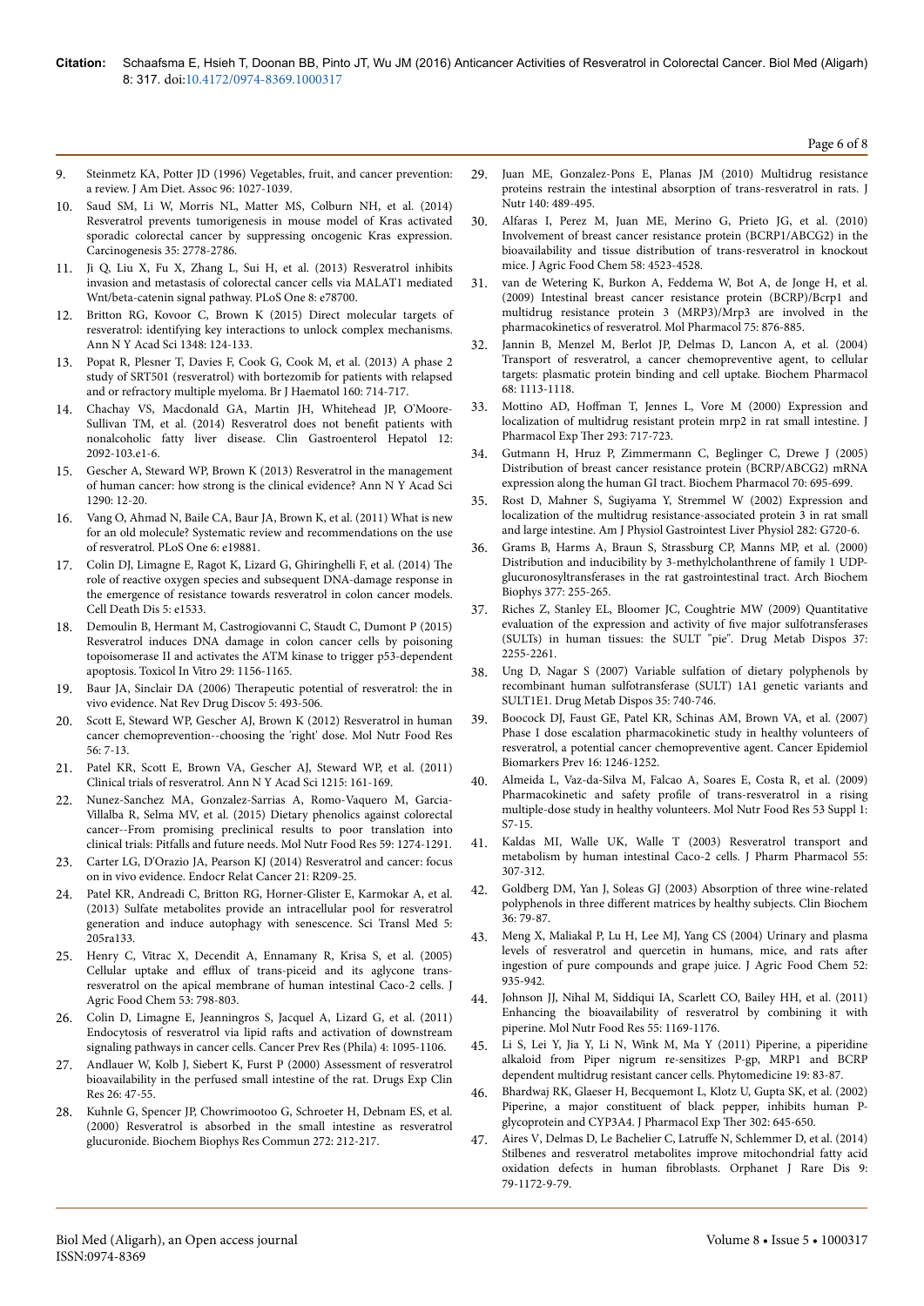9. Steinmetz KA, Potter JD (1996) Vegetables, fruit, and cancer prevention: a review. J Am Diet. Assoc 96: 1027-1039.
10. Saud SM, Li W, Morris NL, Matter MS, Colburn NH, et al. (2014) Resveratrol prevents tumorigenesis in mouse model of Kras activated sporadic colorectal cancer by suppressing oncogenic Kras expression. Carcinogenesis 35: 2778-2786.
11. Ji Q, Liu X, Fu X, Zhang L, Sui H, et al. (2013) Resveratrol inhibits invasion and metastasis of colorectal cancer cells via MALAT1 mediated Wnt/beta-catenin signal pathway. PLoS One 8: e78700.
12. Britton RG, Kovoor C, Brown K (2015) Direct molecular targets of resveratrol: identifying key interactions to unlock complex mechanisms. Ann N Y Acad Sci 1348: 124-133.
13. Popat R, Plesner T, Davies F, Cook G, Cook M, et al. (2013) A phase 2 study of SRT501 (resveratrol) with bortezomib for patients with relapsed and or refractory multiple myeloma. Br J Haematol 160: 714-717.
14. Chachay VS, Macdonald GA, Martin JH, Whitehead JP, O'Moore-Sullivan TM, et al. (2014) Resveratrol does not benefit patients with nonalcoholic fatty liver disease. Clin Gastroenterol Hepatol 12: 2092-103.e1-6.
15. Gescher A, Steward WP, Brown K (2013) Resveratrol in the management of human cancer: how strong is the clinical evidence? Ann N Y Acad Sci 1290: 12-20.
16. Vang O, Ahmad N, Baile CA, Baur JA, Brown K, et al. (2011) What is new for an old molecule? Systematic review and recommendations on the use of resveratrol. PLoS One 6: e19881.
17. Colin DJ, Limagne E, Ragot K, Lizard G, Ghiringhelli F, et al. (2014) The role of reactive oxygen species and subsequent DNA-damage response in the emergence of resistance towards resveratrol in colon cancer models. Cell Death Dis 5: e1533.
18. Demoulin B, Hermant M, Castrogiovanni C, Staudt C, Dumont P (2015) Resveratrol induces DNA damage in colon cancer cells by poisoning topoisomerase II and activates the ATM kinase to trigger p53-dependent apoptosis. Toxicol In Vitro 29: 1156-1165.
19. Baur JA, Sinclair DA (2006) Therapeutic potential of resveratrol: the in vivo evidence. Nat Rev Drug Discov 5: 493-506.
20. Scott E, Steward WP, Gescher AJ, Brown K (2012) Resveratrol in human cancer chemoprevention--choosing the 'right' dose. Mol Nutr Food Res 56: 7-13.
21. Patel KR, Scott E, Brown VA, Gescher AJ, Steward WP, et al. (2011) Clinical trials of resveratrol. Ann N Y Acad Sci 1215: 161-169.
22. Nunez-Sanchez MA, Gonzalez-Sarrias A, Romo-Vaquero M, Garcia-Villalba R, Selma MV, et al. (2015) Dietary phenolics against colorectal cancer--From promising preclinical results to poor translation into clinical trials: Pitfalls and future needs. Mol Nutr Food Res 59: 1274-1291.
23. Carter LG, D'Orazio JA, Pearson KJ (2014) Resveratrol and cancer: focus on in vivo evidence. Endocr Relat Cancer 21: R209-25.
24. Patel KR, Andreadi C, Britton RG, Horner-Glister E, Karmokar A, et al. (2013) Sulfate metabolites provide an intracellular pool for resveratrol generation and induce autophagy with senescence. Sci Transl Med 5: 205ra133.
25. Henry C, Vitrac X, Decendit A, Ennamany R, Krisa S, et al. (2005) Cellular uptake and efflux of trans-piceid and its aglycone trans-resveratrol on the apical membrane of human intestinal Caco-2 cells. J Agric Food Chem 53: 798-803.
26. Colin D, Limagne E, Jeanningros S, Jacquel A, Lizard G, et al. (2011) Endocytosis of resveratrol via lipid rafts and activation of downstream signaling pathways in cancer cells. Cancer Prev Res (Phila) 4: 1095-1106.
27. Andlauer W, Kolb J, Siebert K, Furst P (2000) Assessment of resveratrol bioavailability in the perfused small intestine of the rat. Drugs Exp Clin Res 26: 47-55.
28. Kuhnle G, Spencer JP, Chowrimootoo G, Schroeter H, Debnam ES, et al. (2000) Resveratrol is absorbed in the small intestine as resveratrol glucuronide. Biochem Biophys Res Commun 272: 212-217.
29. Juan ME, Gonzalez-Pons E, Planas JM (2010) Multidrug resistance proteins restrain the intestinal absorption of trans-resveratrol in rats. J Nutr 140: 489-495.
30. Alfaras I, Perez M, Juan ME, Merino G, Prieto JG, et al. (2010) Involvement of breast cancer resistance protein (BCRP1/ABCG2) in the bioavailability and tissue distribution of trans-resveratrol in knockout mice. J Agric Food Chem 58: 4523-4528.
31. van de Wetering K, Burkon A, Feddema W, Bot A, de Jonge H, et al. (2009) Intestinal breast cancer resistance protein (BCRP)/Bcrp1 and multidrug resistance protein 3 (MRP3)/Mrp3 are involved in the pharmacokinetics of resveratrol. Mol Pharmacol 75: 876-885.
32. Jannin B, Menzel M, Berlot JP, Delmas D, Lancon A, et al. (2004) Transport of resveratrol, a cancer chemopreventive agent, to cellular targets: plasmatic protein binding and cell uptake. Biochem Pharmacol 68: 1113-1118.
33. Mottino AD, Hoffman T, Jennes L, Vore M (2000) Expression and localization of multidrug resistant protein mrp2 in rat small intestine. J Pharmacol Exp Ther 293: 717-723.
34. Gutmann H, Hruz P, Zimmermann C, Beglinger C, Drewe J (2005) Distribution of breast cancer resistance protein (BCRP/ABCG2) mRNA expression along the human GI tract. Biochem Pharmacol 70: 695-699.
35. Rost D, Mahner S, Sugiyama Y, Stremmel W (2002) Expression and localization of the multidrug resistance-associated protein 3 in rat small and large intestine. Am J Physiol Gastrointest Liver Physiol 282: G720-6.
36. Grams B, Harms A, Braun S, Strassburg CP, Manns MP, et al. (2000) Distribution and inducibility by 3-methylcholanthrene of family 1 UDP-glucuronosyltransferases in the rat gastrointestinal tract. Arch Biochem Biophys 377: 255-265.
37. Riches Z, Stanley EL, Bloomer JC, Coughtrie MW (2009) Quantitative evaluation of the expression and activity of five major sulfotransferases (SULTs) in human tissues: the SULT "pie". Drug Metab Dispos 37: 2255-2261.
38. Ung D, Nagar S (2007) Variable sulfation of dietary polyphenols by recombinant human sulfotransferase (SULT) 1A1 genetic variants and SULT1E1. Drug Metab Dispos 35: 740-746.
39. Boocock DJ, Faust GE, Patel KR, Schinas AM, Brown VA, et al. (2007) Phase I dose escalation pharmacokinetic study in healthy volunteers of resveratrol, a potential cancer chemopreventive agent. Cancer Epidemiol Biomarkers Prev 16: 1246-1252.
40. Almeida L, Vaz-da-Silva M, Falcao A, Soares E, Costa R, et al. (2009) Pharmacokinetic and safety profile of trans-resveratrol in a rising multiple-dose study in healthy volunteers. Mol Nutr Food Res 53 Suppl 1: S7-15.
41. Kaldas MI, Walle UK, Walle T (2003) Resveratrol transport and metabolism by human intestinal Caco-2 cells. J Pharm Pharmacol 55: 307-312.
42. Goldberg DM, Yan J, Soleas GJ (2003) Absorption of three wine-related polyphenols in three different matrices by healthy subjects. Clin Biochem 36: 79-87.
43. Meng X, Maliakal P, Lu H, Lee MJ, Yang CS (2004) Urinary and plasma levels of resveratrol and quercetin in humans, mice, and rats after ingestion of pure compounds and grape juice. J Agric Food Chem 52: 935-942.
44. Johnson JJ, Nihal M, Siddiqui IA, Scarlett CO, Bailey HH, et al. (2011) Enhancing the bioavailability of resveratrol by combining it with piperine. Mol Nutr Food Res 55: 1169-1176.
45. Li S, Lei Y, Jia Y, Li N, Wink M, Ma Y (2011) Piperine, a piperidine alkaloid from Piper nigrum re-sensitizes P-gp, MRP1 and BCRP dependent multidrug resistant cancer cells. Phytomedicine 19: 83-87.
46. Bhardwaj RK, Glaeser H, Becquemont L, Klotz U, Gupta SK, et al. (2002) Piperine, a major constituent of black pepper, inhibits human P-glycoprotein and CYP3A4. J Pharmacol Exp Ther 302: 645-650.
47. Aires V, Delmas D, Le Bachelier C, Latruffe N, Schlemmer D, et al. (2014) Stilbenes and resveratrol metabolites improve mitochondrial fatty acid oxidation defects in human fibroblasts. Orphanet J Rare Dis 9: 79-1172-9-79.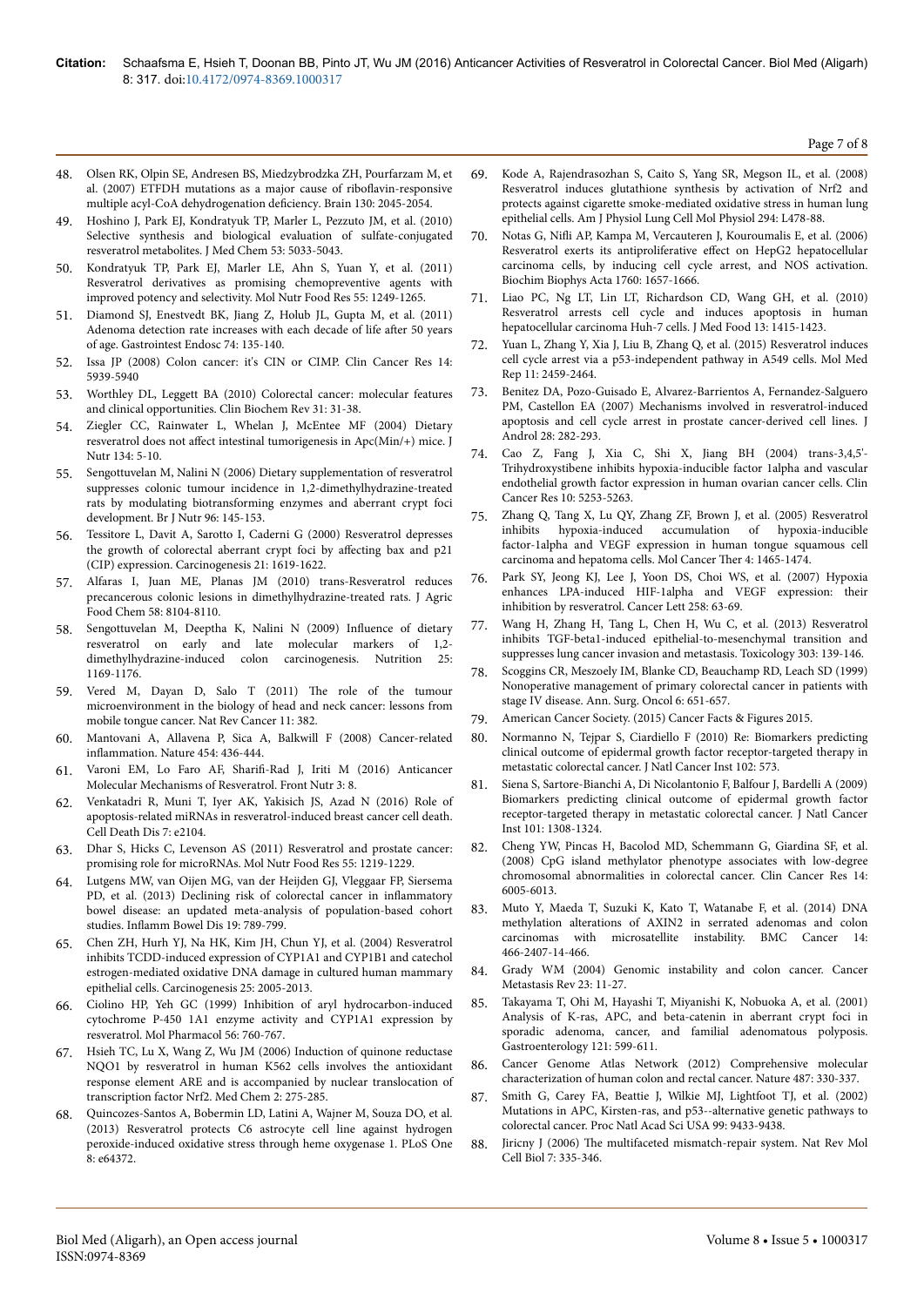48. Olsen RK, Olpin SE, Andresen BS, Miedzybrodzka ZH, Pourfarzam M, et al. (2007) ETFDH mutations as a major cause of riboflavin-responsive multiple acyl-CoA dehydrogenation deficiency. Brain 130: 2045-2054.
49. Hoshino J, Park EJ, Kondratyuk TP, Marler L, Pezzuto JM, et al. (2010) Selective synthesis and biological evaluation of sulfate-conjugated resveratrol metabolites. J Med Chem 53: 5033-5043.
50. Kondratyuk TP, Park EJ, Marler LE, Ahn S, Yuan Y, et al. (2011) Resveratrol derivatives as promising chemopreventive agents with improved potency and selectivity. Mol Nutr Food Res 55: 1249-1265.
51. Diamond SJ, Enestvedt BK, Jiang Z, Holub JL, Gupta M, et al. (2011) Adenoma detection rate increases with each decade of life after 50 years of age. Gastrointest Endosc 74: 135-140.
52. Issa JP (2008) Colon cancer: it's CIN or CIMP. Clin Cancer Res 14: 5939-5940
53. Worthley DL, Leggett BA (2010) Colorectal cancer: molecular features and clinical opportunities. Clin Biochem Rev 31: 31-38.
54. Ziegler CC, Rainwater L, Whelan J, McEntee MF (2004) Dietary resveratrol does not affect intestinal tumorigenesis in Apc(Min/+) mice. J Nutr 134: 5-10.
55. Sengottuvelan M, Nalini N (2006) Dietary supplementation of resveratrol suppresses colonic tumour incidence in 1,2-dimethylhydrazine-treated rats by modulating biotransforming enzymes and aberrant crypt foci development. Br J Nutr 96: 145-153.
56. Tessitore L, Davit A, Sarotto I, Caderni G (2000) Resveratrol depresses the growth of colorectal aberrant crypt foci by affecting bax and p21 (CIP) expression. Carcinogenesis 21: 1619-1622.
57. Alfaras I, Juan ME, Planas JM (2010) trans-Resveratrol reduces precancerous colonic lesions in dimethylhydrazine-treated rats. J Agric Food Chem 58: 8104-8110.
58. Sengottuvelan M, Deeptha K, Nalini N (2009) Influence of dietary resveratrol on early and late molecular markers of 1,2-dimethylhydrazine-induced colon carcinogenesis. Nutrition 25: 1169-1176.
59. Vered M, Dayan D, Salo T (2011) The role of the tumour microenvironment in the biology of head and neck cancer: lessons from mobile tongue cancer. Nat Rev Cancer 11: 382.
60. Mantovani A, Allavena P, Sica A, Balkwill F (2008) Cancer-related inflammation. Nature 454: 436-444.
61. Varoni EM, Lo Faro AF, Sharifi-Rad J, Iriti M (2016) Anticancer Molecular Mechanisms of Resveratrol. Front Nutr 3: 8.
62. Venkatadri R, Muni T, Iyer AK, Yakisich JS, Azad N (2016) Role of apoptosis-related miRNAs in resveratrol-induced breast cancer cell death. Cell Death Dis 7: e2104.
63. Dhar S, Hicks C, Levenson AS (2011) Resveratrol and prostate cancer: promising role for microRNAs. Mol Nutr Food Res 55: 1219-1229.
64. Lutgens MW, van Oijen MG, van der Heijden GJ, Vleggaar FP, Siersema PD, et al. (2013) Declining risk of colorectal cancer in inflammatory bowel disease: an updated meta-analysis of population-based cohort studies. Inflamm Bowel Dis 19: 789-799.
65. Chen ZH, Hurh YJ, Na HK, Kim JH, Chun YJ, et al. (2004) Resveratrol inhibits TCDD-induced expression of CYP1A1 and CYP1B1 and catechol estrogen-mediated oxidative DNA damage in cultured human mammary epithelial cells. Carcinogenesis 25: 2005-2013.
66. Ciolino HP, Yeh GC (1999) Inhibition of aryl hydrocarbon-induced cytochrome P-450 1A1 enzyme activity and CYP1A1 expression by resveratrol. Mol Pharmacol 56: 760-767.
67. Hsieh TC, Lu X, Wang Z, Wu JM (2006) Induction of quinone reductase NQO1 by resveratrol in human K562 cells involves the antioxidant response element ARE and is accompanied by nuclear translocation of transcription factor Nrf2. Med Chem 2: 275-285.
68. Quincozes-Santos A, Bobermin LD, Latini A, Wajner M, Souza DO, et al. (2013) Resveratrol protects C6 astrocyte cell line against hydrogen peroxide-induced oxidative stress through heme oxygenase 1. PLoS One 8: e64372.
69. Kode A, Rajendrasozhan S, Caito S, Yang SR, Megson IL, et al. (2008) Resveratrol induces glutathione synthesis by activation of Nrf2 and protects against cigarette smoke-mediated oxidative stress in human lung epithelial cells. Am J Physiol Lung Cell Mol Physiol 294: L478-88.
70. Notas G, Nifli AP, Kampa M, Vercauteren J, Kouroumalis E, et al. (2006) Resveratrol exerts its antiproliferative effect on HepG2 hepatocellular carcinoma cells, by inducing cell cycle arrest, and NOS activation. Biochim Biophys Acta 1760: 1657-1666.
71. Liao PC, Ng LT, Lin LT, Richardson CD, Wang GH, et al. (2010) Resveratrol arrests cell cycle and induces apoptosis in human hepatocellular carcinoma Huh-7 cells. J Med Food 13: 1415-1423.
72. Yuan L, Zhang Y, Xia J, Liu B, Zhang Q, et al. (2015) Resveratrol induces cell cycle arrest via a p53-independent pathway in A549 cells. Mol Med Rep 11: 2459-2464.
73. Benitez DA, Pozo-Guisado E, Alvarez-Barrientos A, Fernandez-Salguero PM, Castellon EA (2007) Mechanisms involved in resveratrol-induced apoptosis and cell cycle arrest in prostate cancer-derived cell lines. J Androl 28: 282-293.
74. Cao Z, Fang J, Xia C, Shi X, Jiang BH (2004) trans-3,4,5'-Trihydroxystibene inhibits hypoxia-inducible factor 1alpha and vascular endothelial growth factor expression in human ovarian cancer cells. Clin Cancer Res 10: 5253-5263.
75. Zhang Q, Tang X, Lu QY, Zhang ZF, Brown J, et al. (2005) Resveratrol inhibits hypoxia-induced accumulation of hypoxia-inducible factor-1alpha and VEGF expression in human tongue squamous cell carcinoma and hepatoma cells. Mol Cancer Ther 4: 1465-1474.
76. Park SY, Jeong KJ, Lee J, Yoon DS, Choi WS, et al. (2007) Hypoxia enhances LPA-induced HIF-1alpha and VEGF expression: their inhibition by resveratrol. Cancer Lett 258: 63-69.
77. Wang H, Zhang H, Tang L, Chen H, Wu C, et al. (2013) Resveratrol inhibits TGF-beta1-induced epithelial-to-mesenchymal transition and suppresses lung cancer invasion and metastasis. Toxicology 303: 139-146.
78. Scoggins CR, Meszoely IM, Blanke CD, Beauchamp RD, Leach SD (1999) Nonoperative management of primary colorectal cancer in patients with stage IV disease. Ann. Surg. Oncol 6: 651-657.
79. American Cancer Society. (2015) Cancer Facts & Figures 2015.
80. Normanno N, Tejpar S, Ciardiello F (2010) Re: Biomarkers predicting clinical outcome of epidermal growth factor receptor-targeted therapy in metastatic colorectal cancer. J Natl Cancer Inst 102: 573.
81. Siena S, Sartore-Bianchi A, Di Nicolantonio F, Balfour J, Bardelli A (2009) Biomarkers predicting clinical outcome of epidermal growth factor receptor-targeted therapy in metastatic colorectal cancer. J Natl Cancer Inst 101: 1308-1324.
82. Cheng YW, Pincas H, Bacolod MD, Schemmann G, Giardina SF, et al. (2008) CpG island methylator phenotype associates with low-degree chromosomal abnormalities in colorectal cancer. Clin Cancer Res 14: 6005-6013.
83. Muto Y, Maeda T, Suzuki K, Kato T, Watanabe F, et al. (2014) DNA methylation alterations of AXIN2 in serrated adenomas and colon carcinomas with microsatellite instability. BMC Cancer 14: 466-2407-14-466.
84. Grady WM (2004) Genomic instability and colon cancer. Cancer Metastasis Rev 23: 11-27.
85. Takayama T, Ohi M, Hayashi T, Miyanishi K, Nobuoka A, et al. (2001) Analysis of K-ras, APC, and beta-catenin in aberrant crypt foci in sporadic adenoma, cancer, and familial adenomatous polyposis. Gastroenterology 121: 599-611.
86. Cancer Genome Atlas Network (2012) Comprehensive molecular characterization of human colon and rectal cancer. Nature 487: 330-337.
87. Smith G, Carey FA, Beattie J, Wilkie MJ, Lightfoot TJ, et al. (2002) Mutations in APC, Kirsten-ras, and p53--alternative genetic pathways to colorectal cancer. Proc Natl Acad Sci USA 99: 9433-9438.
88. Jiricny J (2006) The multifaceted mismatch-repair system. Nat Rev Mol Cell Biol 7: 335-346.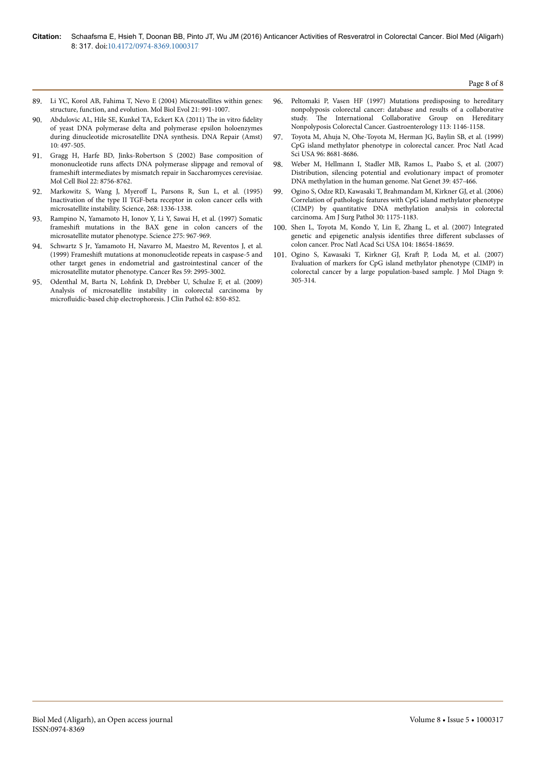89. Li YC, Korol AB, Fahima T, Nevo E (2004) Microsatellites within genes: structure, function, and evolution. Mol Biol Evol 21: 991-1007.
90. Abdulovic AL, Hile SE, Kunkel TA, Eckert KA (2011) The in vitro fidelity of yeast DNA polymerase delta and polymerase epsilon holoenzymes during dinucleotide microsatellite DNA synthesis. DNA Repair (Amst) 10: 497-505.
91. Gragg H, Harfe BD, Jinks-Robertson S (2002) Base composition of mononucleotide runs affects DNA polymerase slippage and removal of frameshift intermediates by mismatch repair in Saccharomyces cerevisiae. Mol Cell Biol 22: 8756-8762.
92. Markowitz S, Wang J, Myeroff L, Parsons R, Sun L, et al. (1995) Inactivation of the type II TGF-beta receptor in colon cancer cells with microsatellite instability. Science, 268: 1336-1338.
93. Rampino N, Yamamoto H, Ionov Y, Li Y, Sawai H, et al. (1997) Somatic frameshift mutations in the BAX gene in colon cancers of the microsatellite mutator phenotype. Science 275: 967-969.
94. Schwartz S Jr, Yamamoto H, Navarro M, Maestro M, Reventos J, et al. (1999) Frameshift mutations at mononucleotide repeats in caspase-5 and other target genes in endometrial and gastrointestinal cancer of the microsatellite mutator phenotype. Cancer Res 59: 2995-3002.
95. Odenthal M, Barta N, Lohfink D, Drebber U, Schulze F, et al. (2009) Analysis of microsatellite instability in colorectal carcinoma by microfluidic-based chip electrophoresis. J Clin Pathol 62: 850-852.
96. Peltomaki P, Vasen HF (1997) Mutations predisposing to hereditary nonpolyposis colorectal cancer: database and results of a collaborative study. The International Collaborative Group on Hereditary Nonpolyposis Colorectal Cancer. Gastroenterology 113: 1146-1158.
97. Toyota M, Ahuja N, Ohe-Toyota M, Herman JG, Baylin SB, et al. (1999) CpG island methylator phenotype in colorectal cancer. Proc Natl Acad Sci USA 96: 8681-8686.
98. Weber M, Hellmann I, Stadler MB, Ramos L, Paabo S, et al. (2007) Distribution, silencing potential and evolutionary impact of promoter DNA methylation in the human genome. Nat Genet 39: 457-466.
99. Ogino S, Odze RD, Kawasaki T, Brahmandam M, Kirkner GJ, et al. (2006) Correlation of pathologic features with CpG island methylator phenotype (CIMP) by quantitative DNA methylation analysis in colorectal carcinoma. Am J Surg Pathol 30: 1175-1183.
100. Shen L, Toyota M, Kondo Y, Lin E, Zhang L, et al. (2007) Integrated genetic and epigenetic analysis identifies three different subclasses of colon cancer. Proc Natl Acad Sci USA 104: 18654-18659.
101. Ogino S, Kawasaki T, Kirkner GJ, Kraft P, Loda M, et al. (2007) Evaluation of markers for CpG island methylator phenotype (CIMP) in colorectal cancer by a large population-based sample. J Mol Diagn 9: 305-314.